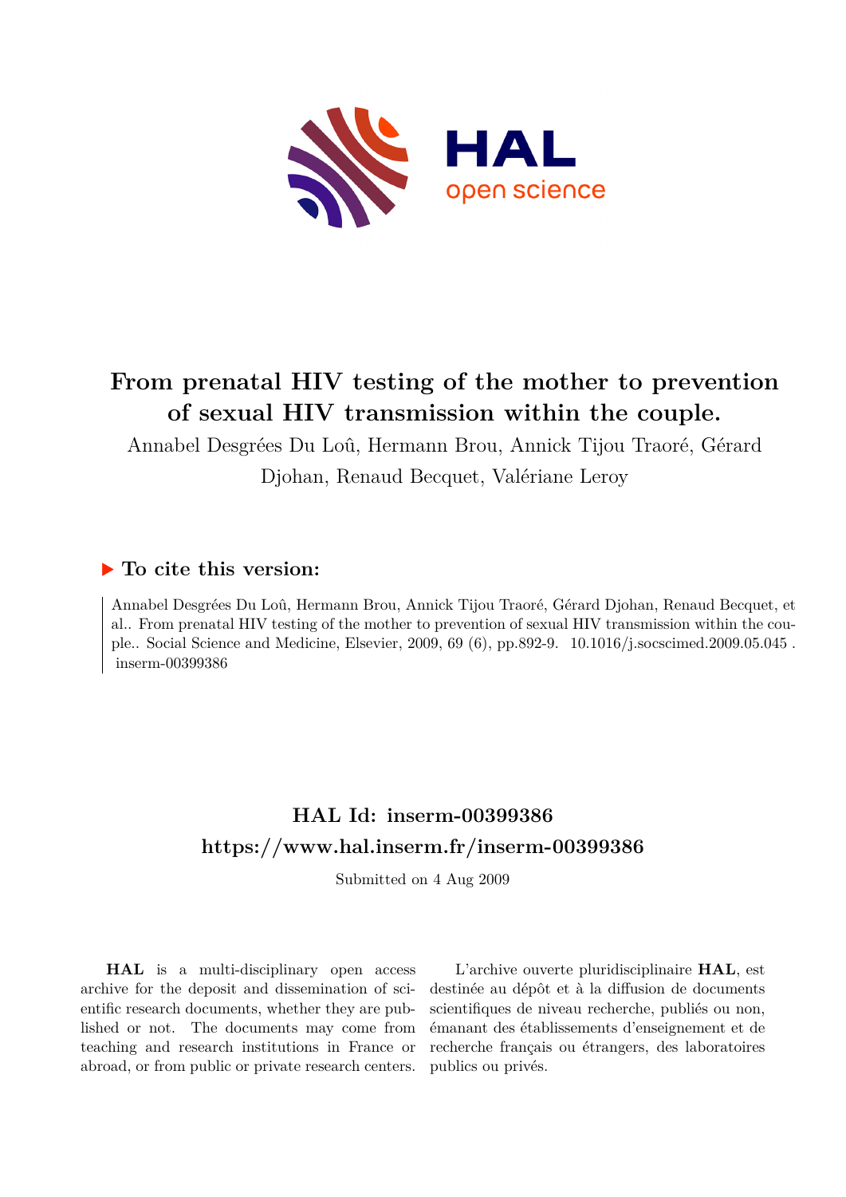# From prenatal HIV testing of the mother to prevention of sexual HIV transmission within the couple.

Annabel Desgrées Du Loû, Hermann Brou, Annick Tijou Traoré, Gérard Djohan, Renaud Becquet, Valériane Leroy

## ▶ To cite this version:

Annabel Desgrées Du Loû, Hermann Brou, Annick Tijou Traoré, Gérard Djohan, Renaud Becquet, et al.. From prenatal HIV testing of the mother to prevention of sexual HIV transmission within the couple.. Social Science and Medicine, Elsevier, 2009, 69 (6), pp.892-9. 10.1016/j.socscimed.2009.05.045 . inserm-00399386

## HAL Id: inserm-00399386

## https://www.hal.inserm.fr/inserm-00399386

Submitted on 4 Aug 2009

**HAL** is a multi-disciplinary open access archive for the deposit and dissemination of scientific research documents, whether they are published or not. The documents may come from teaching and research institutions in France or abroad, or from public or private research centers.

L'archive ouverte pluridisciplinaire **HAL**, est destinée au dépôt et à la diffusion de documents scientifiques de niveau recherche, publiés ou non, émanant des établissements d'enseignement et de recherche français ou étrangers, des laboratoires publics ou privés.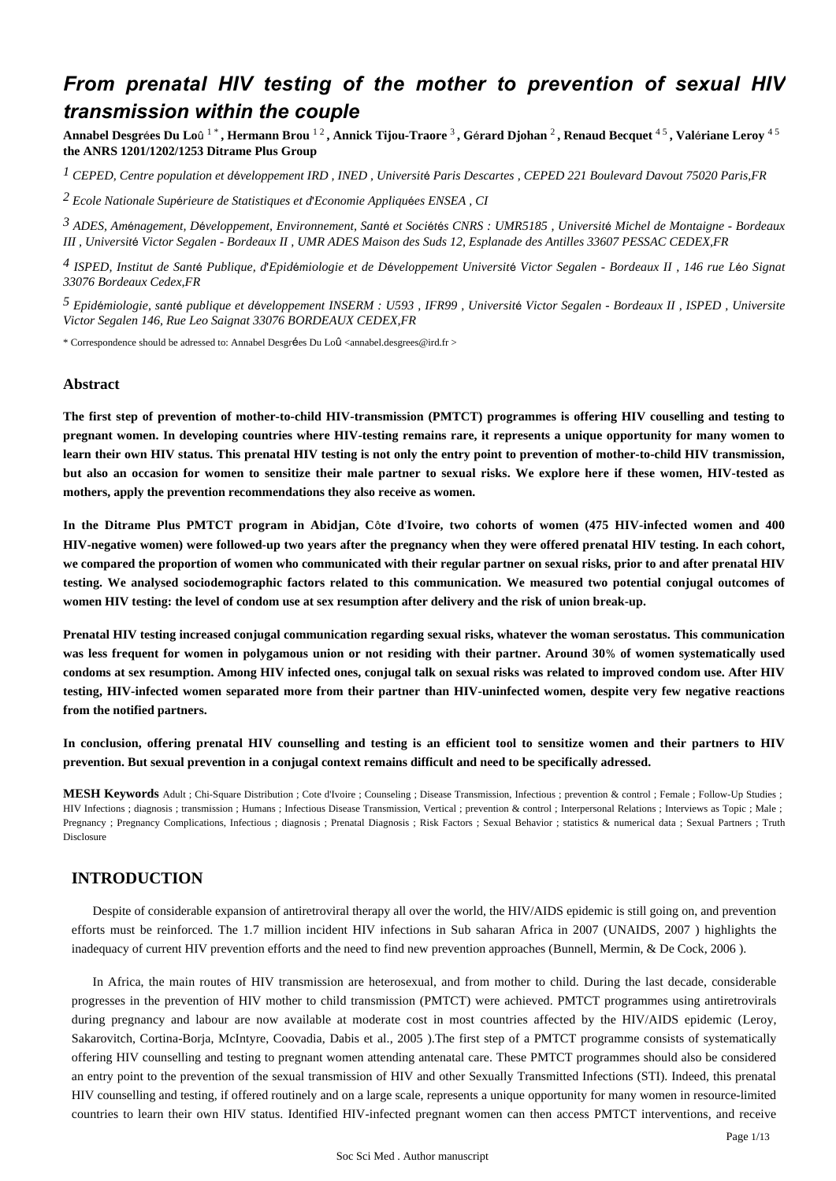# From prenatal HIV testing of the mother to prevention of sexual HIV transmission within the couple

**Annabel Desgrées Du Loû [1*], Hermann Brou [1 2], Annick Tijou-Traore [3], Gérard Djohan [2], Renaud Becquet [4 5], Valériane Leroy [4 5] the ANRS 1201/1202/1253 Ditrame Plus Group**

[1] CEPED, Centre population et développement IRD, INED, Université Paris Descartes, CEPED 221 Boulevard Davout 75020 Paris,FR

[2] Ecole Nationale Supérieure de Statistiques et d'Economie Appliquées ENSEA, CI

[3] ADES, Aménagement, Développement, Environnement, Santé et Sociétés CNRS : UMR5185, Université Michel de Montaigne - Bordeaux III, Université Victor Segalen - Bordeaux II, UMR ADES Maison des Suds 12, Esplanade des Antilles 33607 PESSAC CEDEX,FR

[4] ISPED, Institut de Santé Publique, d'Epidémiologie et de Développement Université Victor Segalen - Bordeaux II, 146 rue Léo Signat 33076 Bordeaux Cedex,FR

[5] Epidémiologie, santé publique et développement INSERM : U593, IFR99, Université Victor Segalen - Bordeaux II, ISPED, Universite Victor Segalen 146, Rue Leo Saignat 33076 BORDEAUX CEDEX,FR

* Correspondence should be adressed to: Annabel Desgrées Du Loû <annabel.desgrees@ird.fr >

## Abstract

**The first step of prevention of mother-to-child HIV-transmission (PMTCT) programmes is offering HIV couselling and testing to pregnant women. In developing countries where HIV-testing remains rare, it represents a unique opportunity for many women to learn their own HIV status. This prenatal HIV testing is not only the entry point to prevention of mother-to-child HIV transmission, but also an occasion for women to sensitize their male partner to sexual risks. We explore here if these women, HIV-tested as mothers, apply the prevention recommendations they also receive as women.**

**In the Ditrame Plus PMTCT program in Abidjan, Côte d'Ivoire, two cohorts of women (475 HIV-infected women and 400 HIV-negative women) were followed-up two years after the pregnancy when they were offered prenatal HIV testing. In each cohort, we compared the proportion of women who communicated with their regular partner on sexual risks, prior to and after prenatal HIV testing. We analysed sociodemographic factors related to this communication. We measured two potential conjugal outcomes of women HIV testing: the level of condom use at sex resumption after delivery and the risk of union break-up.**

**Prenatal HIV testing increased conjugal communication regarding sexual risks, whatever the woman serostatus. This communication was less frequent for women in polygamous union or not residing with their partner. Around 30% of women systematically used condoms at sex resumption. Among HIV infected ones, conjugal talk on sexual risks was related to improved condom use. After HIV testing, HIV-infected women separated more from their partner than HIV-uninfected women, despite very few negative reactions from the notified partners.**

**In conclusion, offering prenatal HIV counselling and testing is an efficient tool to sensitize women and their partners to HIV prevention. But sexual prevention in a conjugal context remains difficult and need to be specifically adressed.**

**MESH Keywords** Adult ; Chi-Square Distribution ; Cote d'Ivoire ; Counseling ; Disease Transmission, Infectious ; prevention & control ; Female ; Follow-Up Studies ; HIV Infections ; diagnosis ; transmission ; Humans ; Infectious Disease Transmission, Vertical ; prevention & control ; Interpersonal Relations ; Interviews as Topic ; Male ; Pregnancy ; Pregnancy Complications, Infectious ; diagnosis ; Prenatal Diagnosis ; Risk Factors ; Sexual Behavior ; statistics & numerical data ; Sexual Partners ; Truth Disclosure

## INTRODUCTION

Despite of considerable expansion of antiretroviral therapy all over the world, the HIV/AIDS epidemic is still going on, and prevention efforts must be reinforced. The 1.7 million incident HIV infections in Sub saharan Africa in 2007 (UNAIDS, 2007 ) highlights the inadequacy of current HIV prevention efforts and the need to find new prevention approaches (Bunnell, Mermin, & De Cock, 2006 ).

In Africa, the main routes of HIV transmission are heterosexual, and from mother to child. During the last decade, considerable progresses in the prevention of HIV mother to child transmission (PMTCT) were achieved. PMTCT programmes using antiretrovirals during pregnancy and labour are now available at moderate cost in most countries affected by the HIV/AIDS epidemic (Leroy, Sakarovitch, Cortina-Borja, McIntyre, Coovadia, Dabis et al., 2005 ).The first step of a PMTCT programme consists of systematically offering HIV counselling and testing to pregnant women attending antenatal care. These PMTCT programmes should also be considered an entry point to the prevention of the sexual transmission of HIV and other Sexually Transmitted Infections (STI). Indeed, this prenatal HIV counselling and testing, if offered routinely and on a large scale, represents a unique opportunity for many women in resource-limited countries to learn their own HIV status. Identified HIV-infected pregnant women can then access PMTCT interventions, and receive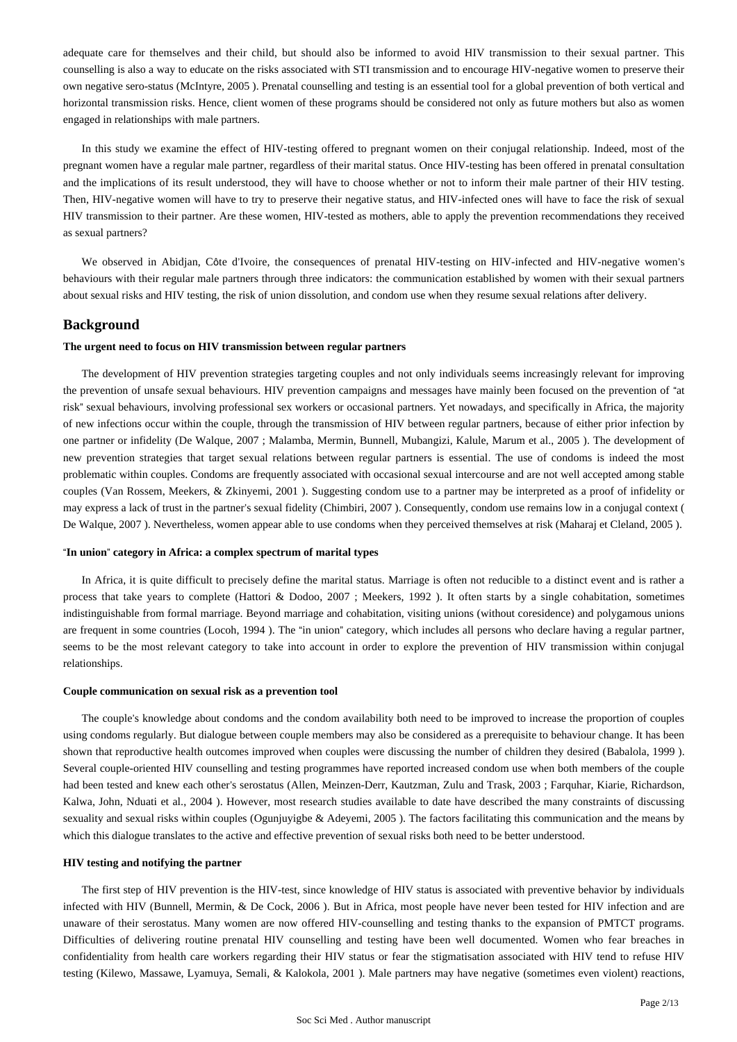adequate care for themselves and their child, but should also be informed to avoid HIV transmission to their sexual partner. This counselling is also a way to educate on the risks associated with STI transmission and to encourage HIV-negative women to preserve their own negative sero-status (McIntyre, 2005 ). Prenatal counselling and testing is an essential tool for a global prevention of both vertical and horizontal transmission risks. Hence, client women of these programs should be considered not only as future mothers but also as women engaged in relationships with male partners.

In this study we examine the effect of HIV-testing offered to pregnant women on their conjugal relationship. Indeed, most of the pregnant women have a regular male partner, regardless of their marital status. Once HIV-testing has been offered in prenatal consultation and the implications of its result understood, they will have to choose whether or not to inform their male partner of their HIV testing. Then, HIV-negative women will have to try to preserve their negative status, and HIV-infected ones will have to face the risk of sexual HIV transmission to their partner. Are these women, HIV-tested as mothers, able to apply the prevention recommendations they received as sexual partners?

We observed in Abidjan, Côte d'Ivoire, the consequences of prenatal HIV-testing on HIV-infected and HIV-negative women's behaviours with their regular male partners through three indicators: the communication established by women with their sexual partners about sexual risks and HIV testing, the risk of union dissolution, and condom use when they resume sexual relations after delivery.

## Background

#### The urgent need to focus on HIV transmission between regular partners

The development of HIV prevention strategies targeting couples and not only individuals seems increasingly relevant for improving the prevention of unsafe sexual behaviours. HIV prevention campaigns and messages have mainly been focused on the prevention of "at risk" sexual behaviours, involving professional sex workers or occasional partners. Yet nowadays, and specifically in Africa, the majority of new infections occur within the couple, through the transmission of HIV between regular partners, because of either prior infection by one partner or infidelity (De Walque, 2007 ; Malamba, Mermin, Bunnell, Mubangizi, Kalule, Marum et al., 2005 ). The development of new prevention strategies that target sexual relations between regular partners is essential. The use of condoms is indeed the most problematic within couples. Condoms are frequently associated with occasional sexual intercourse and are not well accepted among stable couples (Van Rossem, Meekers, & Zkinyemi, 2001 ). Suggesting condom use to a partner may be interpreted as a proof of infidelity or may express a lack of trust in the partner's sexual fidelity (Chimbiri, 2007 ). Consequently, condom use remains low in a conjugal context ( De Walque, 2007 ). Nevertheless, women appear able to use condoms when they perceived themselves at risk (Maharaj et Cleland, 2005 ).

#### "In union" category in Africa: a complex spectrum of marital types

In Africa, it is quite difficult to precisely define the marital status. Marriage is often not reducible to a distinct event and is rather a process that take years to complete (Hattori & Dodoo, 2007 ; Meekers, 1992 ). It often starts by a single cohabitation, sometimes indistinguishable from formal marriage. Beyond marriage and cohabitation, visiting unions (without coresidence) and polygamous unions are frequent in some countries (Locoh, 1994 ). The "in union" category, which includes all persons who declare having a regular partner, seems to be the most relevant category to take into account in order to explore the prevention of HIV transmission within conjugal relationships.

#### Couple communication on sexual risk as a prevention tool

The couple's knowledge about condoms and the condom availability both need to be improved to increase the proportion of couples using condoms regularly. But dialogue between couple members may also be considered as a prerequisite to behaviour change. It has been shown that reproductive health outcomes improved when couples were discussing the number of children they desired (Babalola, 1999 ). Several couple-oriented HIV counselling and testing programmes have reported increased condom use when both members of the couple had been tested and knew each other's serostatus (Allen, Meinzen-Derr, Kautzman, Zulu and Trask, 2003 ; Farquhar, Kiarie, Richardson, Kalwa, John, Nduati et al., 2004 ). However, most research studies available to date have described the many constraints of discussing sexuality and sexual risks within couples (Ogunjuyigbe & Adeyemi, 2005 ). The factors facilitating this communication and the means by which this dialogue translates to the active and effective prevention of sexual risks both need to be better understood.

#### HIV testing and notifying the partner

The first step of HIV prevention is the HIV-test, since knowledge of HIV status is associated with preventive behavior by individuals infected with HIV (Bunnell, Mermin, & De Cock, 2006 ). But in Africa, most people have never been tested for HIV infection and are unaware of their serostatus. Many women are now offered HIV-counselling and testing thanks to the expansion of PMTCT programs. Difficulties of delivering routine prenatal HIV counselling and testing have been well documented. Women who fear breaches in confidentiality from health care workers regarding their HIV status or fear the stigmatisation associated with HIV tend to refuse HIV testing (Kilewo, Massawe, Lyamuya, Semali, & Kalokola, 2001 ). Male partners may have negative (sometimes even violent) reactions,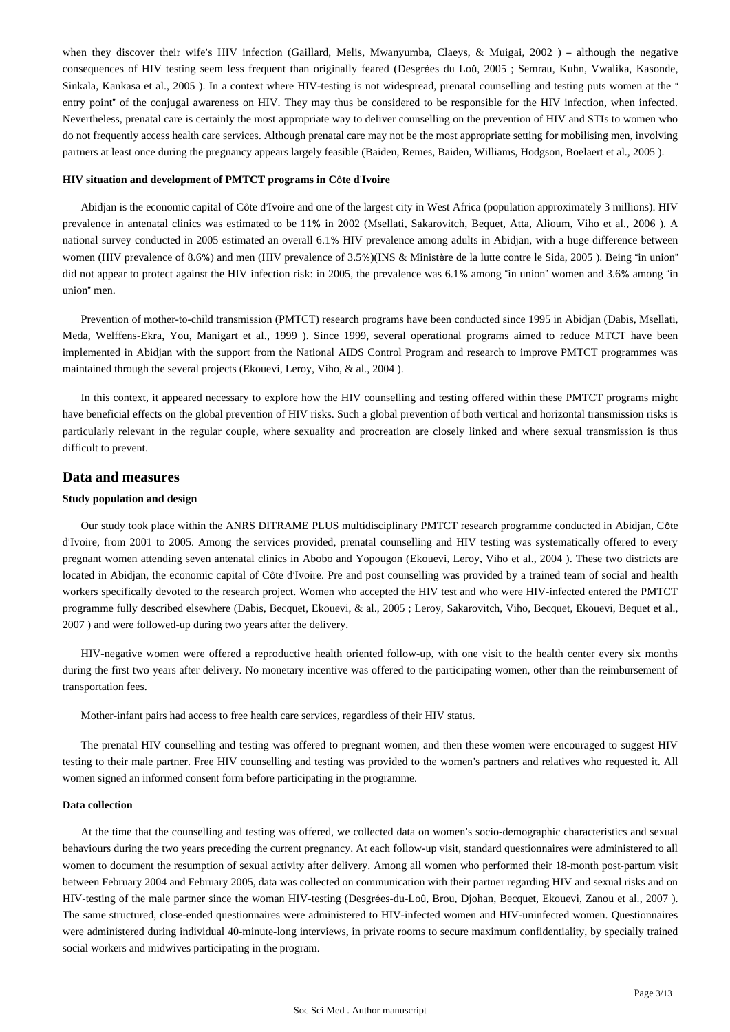when they discover their wife's HIV infection (Gaillard, Melis, Mwanyumba, Claeys, & Muigai, 2002 ) – although the negative consequences of HIV testing seem less frequent than originally feared (Desgrées du Loû, 2005 ; Semrau, Kuhn, Vwalika, Kasonde, Sinkala, Kankasa et al., 2005 ). In a context where HIV-testing is not widespread, prenatal counselling and testing puts women at the " entry point" of the conjugal awareness on HIV. They may thus be considered to be responsible for the HIV infection, when infected. Nevertheless, prenatal care is certainly the most appropriate way to deliver counselling on the prevention of HIV and STIs to women who do not frequently access health care services. Although prenatal care may not be the most appropriate setting for mobilising men, involving partners at least once during the pregnancy appears largely feasible (Baiden, Remes, Baiden, Williams, Hodgson, Boelaert et al., 2005 ).

#### HIV situation and development of PMTCT programs in Côte d'Ivoire

Abidjan is the economic capital of Côte d'Ivoire and one of the largest city in West Africa (population approximately 3 millions). HIV prevalence in antenatal clinics was estimated to be 11% in 2002 (Msellati, Sakarovitch, Bequet, Atta, Alioum, Viho et al., 2006 ). A national survey conducted in 2005 estimated an overall 6.1% HIV prevalence among adults in Abidjan, with a huge difference between women (HIV prevalence of 8.6%) and men (HIV prevalence of 3.5%)(INS & Ministère de la lutte contre le Sida, 2005 ). Being "in union" did not appear to protect against the HIV infection risk: in 2005, the prevalence was 6.1% among "in union" women and 3.6% among "in union" men.

Prevention of mother-to-child transmission (PMTCT) research programs have been conducted since 1995 in Abidjan (Dabis, Msellati, Meda, Welffens-Ekra, You, Manigart et al., 1999 ). Since 1999, several operational programs aimed to reduce MTCT have been implemented in Abidjan with the support from the National AIDS Control Program and research to improve PMTCT programmes was maintained through the several projects (Ekouevi, Leroy, Viho, & al., 2004 ).

In this context, it appeared necessary to explore how the HIV counselling and testing offered within these PMTCT programs might have beneficial effects on the global prevention of HIV risks. Such a global prevention of both vertical and horizontal transmission risks is particularly relevant in the regular couple, where sexuality and procreation are closely linked and where sexual transmission is thus difficult to prevent.

## Data and measures

#### Study population and design

Our study took place within the ANRS DITRAME PLUS multidisciplinary PMTCT research programme conducted in Abidjan, Côte d'Ivoire, from 2001 to 2005. Among the services provided, prenatal counselling and HIV testing was systematically offered to every pregnant women attending seven antenatal clinics in Abobo and Yopougon (Ekouevi, Leroy, Viho et al., 2004 ). These two districts are located in Abidjan, the economic capital of Côte d'Ivoire. Pre and post counselling was provided by a trained team of social and health workers specifically devoted to the research project. Women who accepted the HIV test and who were HIV-infected entered the PMTCT programme fully described elsewhere (Dabis, Becquet, Ekouevi, & al., 2005 ; Leroy, Sakarovitch, Viho, Becquet, Ekouevi, Bequet et al., 2007 ) and were followed-up during two years after the delivery.

HIV-negative women were offered a reproductive health oriented follow-up, with one visit to the health center every six months during the first two years after delivery. No monetary incentive was offered to the participating women, other than the reimbursement of transportation fees.

Mother-infant pairs had access to free health care services, regardless of their HIV status.

The prenatal HIV counselling and testing was offered to pregnant women, and then these women were encouraged to suggest HIV testing to their male partner. Free HIV counselling and testing was provided to the women's partners and relatives who requested it. All women signed an informed consent form before participating in the programme.

#### Data collection

At the time that the counselling and testing was offered, we collected data on women's socio-demographic characteristics and sexual behaviours during the two years preceding the current pregnancy. At each follow-up visit, standard questionnaires were administered to all women to document the resumption of sexual activity after delivery. Among all women who performed their 18-month post-partum visit between February 2004 and February 2005, data was collected on communication with their partner regarding HIV and sexual risks and on HIV-testing of the male partner since the woman HIV-testing (Desgrées-du-Loû, Brou, Djohan, Becquet, Ekouevi, Zanou et al., 2007 ). The same structured, close-ended questionnaires were administered to HIV-infected women and HIV-uninfected women. Questionnaires were administered during individual 40-minute-long interviews, in private rooms to secure maximum confidentiality, by specially trained social workers and midwives participating in the program.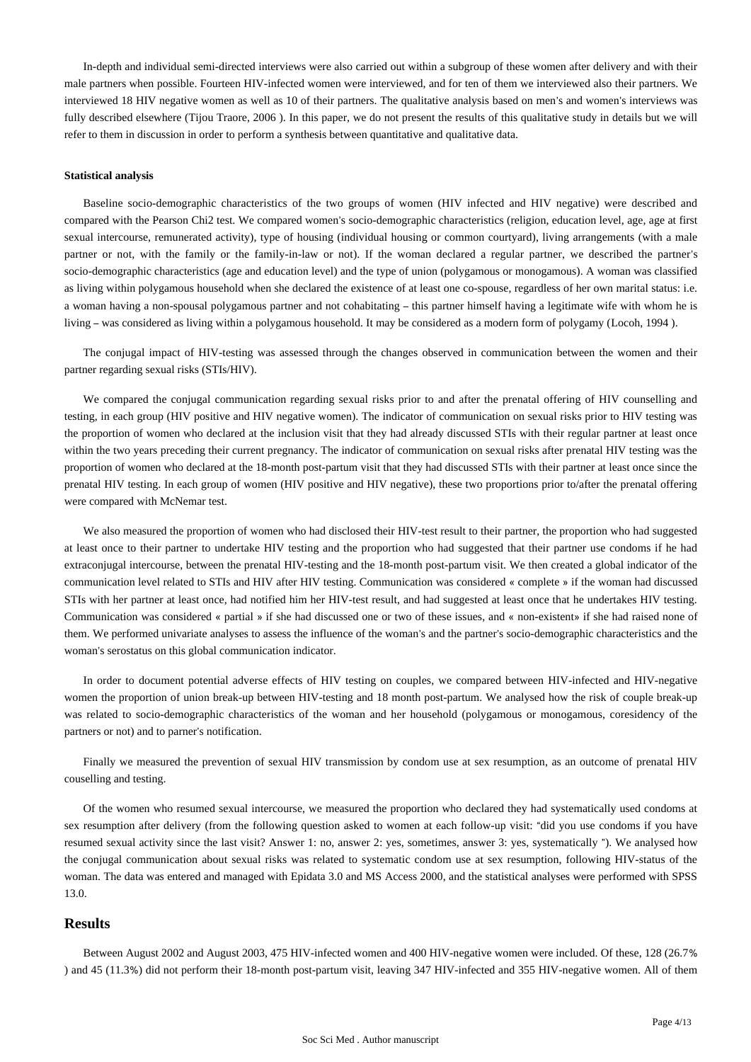In-depth and individual semi-directed interviews were also carried out within a subgroup of these women after delivery and with their male partners when possible. Fourteen HIV-infected women were interviewed, and for ten of them we interviewed also their partners. We interviewed 18 HIV negative women as well as 10 of their partners. The qualitative analysis based on men's and women's interviews was fully described elsewhere (Tijou Traore, 2006 ). In this paper, we do not present the results of this qualitative study in details but we will refer to them in discussion in order to perform a synthesis between quantitative and qualitative data.

#### Statistical analysis

Baseline socio-demographic characteristics of the two groups of women (HIV infected and HIV negative) were described and compared with the Pearson Chi2 test. We compared women's socio-demographic characteristics (religion, education level, age, age at first sexual intercourse, remunerated activity), type of housing (individual housing or common courtyard), living arrangements (with a male partner or not, with the family or the family-in-law or not). If the woman declared a regular partner, we described the partner's socio-demographic characteristics (age and education level) and the type of union (polygamous or monogamous). A woman was classified as living within polygamous household when she declared the existence of at least one co-spouse, regardless of her own marital status: i.e. a woman having a non-spousal polygamous partner and not cohabitating – this partner himself having a legitimate wife with whom he is living – was considered as living within a polygamous household. It may be considered as a modern form of polygamy (Locoh, 1994 ).

The conjugal impact of HIV-testing was assessed through the changes observed in communication between the women and their partner regarding sexual risks (STIs/HIV).

We compared the conjugal communication regarding sexual risks prior to and after the prenatal offering of HIV counselling and testing, in each group (HIV positive and HIV negative women). The indicator of communication on sexual risks prior to HIV testing was the proportion of women who declared at the inclusion visit that they had already discussed STIs with their regular partner at least once within the two years preceding their current pregnancy. The indicator of communication on sexual risks after prenatal HIV testing was the proportion of women who declared at the 18-month post-partum visit that they had discussed STIs with their partner at least once since the prenatal HIV testing. In each group of women (HIV positive and HIV negative), these two proportions prior to/after the prenatal offering were compared with McNemar test.

We also measured the proportion of women who had disclosed their HIV-test result to their partner, the proportion who had suggested at least once to their partner to undertake HIV testing and the proportion who had suggested that their partner use condoms if he had extraconjugal intercourse, between the prenatal HIV-testing and the 18-month post-partum visit. We then created a global indicator of the communication level related to STIs and HIV after HIV testing. Communication was considered « complete » if the woman had discussed STIs with her partner at least once, had notified him her HIV-test result, and had suggested at least once that he undertakes HIV testing. Communication was considered « partial » if she had discussed one or two of these issues, and « non-existent» if she had raised none of them. We performed univariate analyses to assess the influence of the woman's and the partner's socio-demographic characteristics and the woman's serostatus on this global communication indicator.

In order to document potential adverse effects of HIV testing on couples, we compared between HIV-infected and HIV-negative women the proportion of union break-up between HIV-testing and 18 month post-partum. We analysed how the risk of couple break-up was related to socio-demographic characteristics of the woman and her household (polygamous or monogamous, coresidency of the partners or not) and to parner's notification.

Finally we measured the prevention of sexual HIV transmission by condom use at sex resumption, as an outcome of prenatal HIV couselling and testing.

Of the women who resumed sexual intercourse, we measured the proportion who declared they had systematically used condoms at sex resumption after delivery (from the following question asked to women at each follow-up visit: "did you use condoms if you have resumed sexual activity since the last visit? Answer 1: no, answer 2: yes, sometimes, answer 3: yes, systematically "). We analysed how the conjugal communication about sexual risks was related to systematic condom use at sex resumption, following HIV-status of the woman. The data was entered and managed with Epidata 3.0 and MS Access 2000, and the statistical analyses were performed with SPSS 13.0.

## Results

Between August 2002 and August 2003, 475 HIV-infected women and 400 HIV-negative women were included. Of these, 128 (26.7% ) and 45 (11.3%) did not perform their 18-month post-partum visit, leaving 347 HIV-infected and 355 HIV-negative women. All of them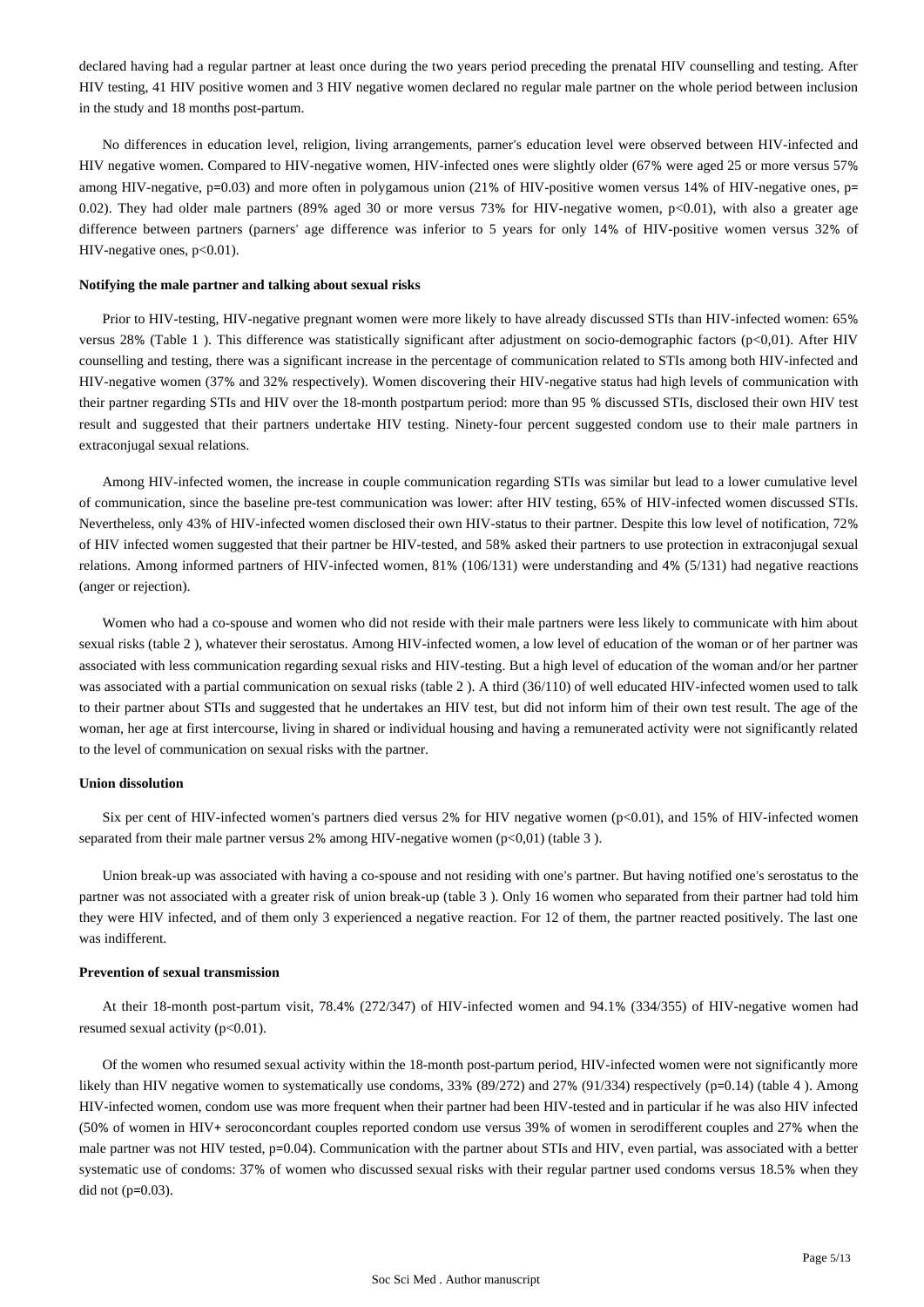declared having had a regular partner at least once during the two years period preceding the prenatal HIV counselling and testing. After HIV testing, 41 HIV positive women and 3 HIV negative women declared no regular male partner on the whole period between inclusion in the study and 18 months post-partum.

No differences in education level, religion, living arrangements, parner's education level were observed between HIV-infected and HIV negative women. Compared to HIV-negative women, HIV-infected ones were slightly older (67% were aged 25 or more versus 57% among HIV-negative, p=0.03) and more often in polygamous union (21% of HIV-positive women versus 14% of HIV-negative ones, p= 0.02). They had older male partners (89% aged 30 or more versus 73% for HIV-negative women, p<0.01), with also a greater age difference between partners (parners' age difference was inferior to 5 years for only 14% of HIV-positive women versus 32% of HIV-negative ones, p<0.01).

### Notifying the male partner and talking about sexual risks

Prior to HIV-testing, HIV-negative pregnant women were more likely to have already discussed STIs than HIV-infected women: 65% versus 28% (Table 1 ). This difference was statistically significant after adjustment on socio-demographic factors (p<0,01). After HIV counselling and testing, there was a significant increase in the percentage of communication related to STIs among both HIV-infected and HIV-negative women (37% and 32% respectively). Women discovering their HIV-negative status had high levels of communication with their partner regarding STIs and HIV over the 18-month postpartum period: more than 95 % discussed STIs, disclosed their own HIV test result and suggested that their partners undertake HIV testing. Ninety-four percent suggested condom use to their male partners in extraconjugal sexual relations.

Among HIV-infected women, the increase in couple communication regarding STIs was similar but lead to a lower cumulative level of communication, since the baseline pre-test communication was lower: after HIV testing, 65% of HIV-infected women discussed STIs. Nevertheless, only 43% of HIV-infected women disclosed their own HIV-status to their partner. Despite this low level of notification, 72% of HIV infected women suggested that their partner be HIV-tested, and 58% asked their partners to use protection in extraconjugal sexual relations. Among informed partners of HIV-infected women, 81% (106/131) were understanding and 4% (5/131) had negative reactions (anger or rejection).

Women who had a co-spouse and women who did not reside with their male partners were less likely to communicate with him about sexual risks (table 2 ), whatever their serostatus. Among HIV-infected women, a low level of education of the woman or of her partner was associated with less communication regarding sexual risks and HIV-testing. But a high level of education of the woman and/or her partner was associated with a partial communication on sexual risks (table 2 ). A third (36/110) of well educated HIV-infected women used to talk to their partner about STIs and suggested that he undertakes an HIV test, but did not inform him of their own test result. The age of the woman, her age at first intercourse, living in shared or individual housing and having a remunerated activity were not significantly related to the level of communication on sexual risks with the partner.

### Union dissolution

Six per cent of HIV-infected women's partners died versus 2% for HIV negative women (p<0.01), and 15% of HIV-infected women separated from their male partner versus 2% among HIV-negative women (p<0,01) (table 3 ).

Union break-up was associated with having a co-spouse and not residing with one's partner. But having notified one's serostatus to the partner was not associated with a greater risk of union break-up (table 3 ). Only 16 women who separated from their partner had told him they were HIV infected, and of them only 3 experienced a negative reaction. For 12 of them, the partner reacted positively. The last one was indifferent.

### Prevention of sexual transmission

At their 18-month post-partum visit, 78.4% (272/347) of HIV-infected women and 94.1% (334/355) of HIV-negative women had resumed sexual activity (p<0.01).

Of the women who resumed sexual activity within the 18-month post-partum period, HIV-infected women were not significantly more likely than HIV negative women to systematically use condoms, 33% (89/272) and 27% (91/334) respectively (p=0.14) (table 4 ). Among HIV-infected women, condom use was more frequent when their partner had been HIV-tested and in particular if he was also HIV infected (50% of women in HIV+ seroconcordant couples reported condom use versus 39% of women in serodifferent couples and 27% when the male partner was not HIV tested, p=0.04). Communication with the partner about STIs and HIV, even partial, was associated with a better systematic use of condoms: 37% of women who discussed sexual risks with their regular partner used condoms versus 18.5% when they did not (p=0.03).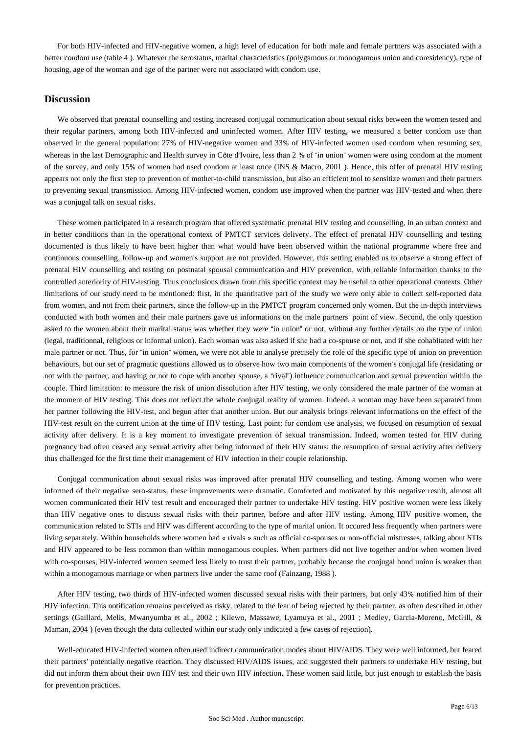For both HIV-infected and HIV-negative women, a high level of education for both male and female partners was associated with a better condom use (table 4 ). Whatever the serostatus, marital characteristics (polygamous or monogamous union and coresidency), type of housing, age of the woman and age of the partner were not associated with condom use.

## Discussion

We observed that prenatal counselling and testing increased conjugal communication about sexual risks between the women tested and their regular partners, among both HIV-infected and uninfected women. After HIV testing, we measured a better condom use than observed in the general population: 27% of HIV-negative women and 33% of HIV-infected women used condom when resuming sex, whereas in the last Demographic and Health survey in Côte d'Ivoire, less than 2 % of "in union" women were using condom at the moment of the survey, and only 15% of women had used condom at least once (INS & Macro, 2001 ). Hence, this offer of prenatal HIV testing appears not only the first step to prevention of mother-to-child transmission, but also an efficient tool to sensitize women and their partners to preventing sexual transmission. Among HIV-infected women, condom use improved when the partner was HIV-tested and when there was a conjugal talk on sexual risks.

These women participated in a research program that offered systematic prenatal HIV testing and counselling, in an urban context and in better conditions than in the operational context of PMTCT services delivery. The effect of prenatal HIV counselling and testing documented is thus likely to have been higher than what would have been observed within the national programme where free and continuous counselling, follow-up and women's support are not provided. However, this setting enabled us to observe a strong effect of prenatal HIV counselling and testing on postnatal spousal communication and HIV prevention, with reliable information thanks to the controlled anteriority of HIV-testing. Thus conclusions drawn from this specific context may be useful to other operational contexts. Other limitations of our study need to be mentioned: first, in the quantitative part of the study we were only able to collect self-reported data from women, and not from their partners, since the follow-up in the PMTCT program concerned only women. But the in-depth interviews conducted with both women and their male partners gave us informations on the male partners' point of view. Second, the only question asked to the women about their marital status was whether they were "in union" or not, without any further details on the type of union (legal, traditionnal, religious or informal union). Each woman was also asked if she had a co-spouse or not, and if she cohabitated with her male partner or not. Thus, for "in union" women, we were not able to analyse precisely the role of the specific type of union on prevention behaviours, but our set of pragmatic questions allowed us to observe how two main components of the women's conjugal life (residating or not with the partner, and having or not to cope with another spouse, a "rival") influence communication and sexual prevention within the couple. Third limitation: to measure the risk of union dissolution after HIV testing, we only considered the male partner of the woman at the moment of HIV testing. This does not reflect the whole conjugal reality of women. Indeed, a woman may have been separated from her partner following the HIV-test, and begun after that another union. But our analysis brings relevant informations on the effect of the HIV-test result on the current union at the time of HIV testing. Last point: for condom use analysis, we focused on resumption of sexual activity after delivery. It is a key moment to investigate prevention of sexual transmission. Indeed, women tested for HIV during pregnancy had often ceased any sexual activity after being informed of their HIV status; the resumption of sexual activity after delivery thus challenged for the first time their management of HIV infection in their couple relationship.

Conjugal communication about sexual risks was improved after prenatal HIV counselling and testing. Among women who were informed of their negative sero-status, these improvements were dramatic. Comforted and motivated by this negative result, almost all women communicated their HIV test result and encouraged their partner to undertake HIV testing. HIV positive women were less likely than HIV negative ones to discuss sexual risks with their partner, before and after HIV testing. Among HIV positive women, the communication related to STIs and HIV was different according to the type of marital union. It occured less frequently when partners were living separately. Within households where women had « rivals » such as official co-spouses or non-official mistresses, talking about STIs and HIV appeared to be less common than within monogamous couples. When partners did not live together and/or when women lived with co-spouses, HIV-infected women seemed less likely to trust their partner, probably because the conjugal bond union is weaker than within a monogamous marriage or when partners live under the same roof (Fainzang, 1988 ).

After HIV testing, two thirds of HIV-infected women discussed sexual risks with their partners, but only 43% notified him of their HIV infection. This notification remains perceived as risky, related to the fear of being rejected by their partner, as often described in other settings (Gaillard, Melis, Mwanyumba et al., 2002 ; Kilewo, Massawe, Lyamuya et al., 2001 ; Medley, Garcia-Moreno, McGill, & Maman, 2004 ) (even though the data collected within our study only indicated a few cases of rejection).

Well-educated HIV-infected women often used indirect communication modes about HIV/AIDS. They were well informed, but feared their partners' potentially negative reaction. They discussed HIV/AIDS issues, and suggested their partners to undertake HIV testing, but did not inform them about their own HIV test and their own HIV infection. These women said little, but just enough to establish the basis for prevention practices.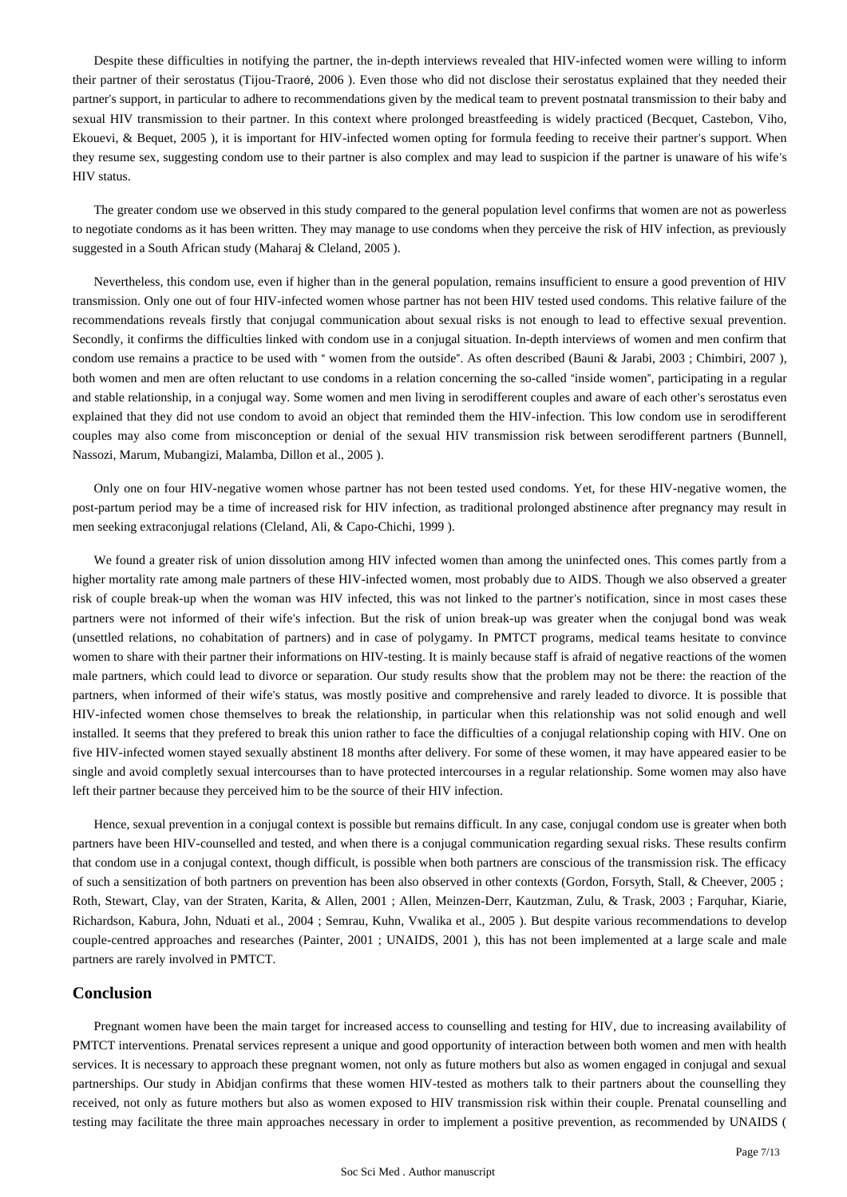Despite these difficulties in notifying the partner, the in-depth interviews revealed that HIV-infected women were willing to inform their partner of their serostatus (Tijou-Traoré, 2006 ). Even those who did not disclose their serostatus explained that they needed their partner's support, in particular to adhere to recommendations given by the medical team to prevent postnatal transmission to their baby and sexual HIV transmission to their partner. In this context where prolonged breastfeeding is widely practiced (Becquet, Castebon, Viho, Ekouevi, & Bequet, 2005 ), it is important for HIV-infected women opting for formula feeding to receive their partner's support. When they resume sex, suggesting condom use to their partner is also complex and may lead to suspicion if the partner is unaware of his wife's HIV status.

The greater condom use we observed in this study compared to the general population level confirms that women are not as powerless to negotiate condoms as it has been written. They may manage to use condoms when they perceive the risk of HIV infection, as previously suggested in a South African study (Maharaj & Cleland, 2005 ).

Nevertheless, this condom use, even if higher than in the general population, remains insufficient to ensure a good prevention of HIV transmission. Only one out of four HIV-infected women whose partner has not been HIV tested used condoms. This relative failure of the recommendations reveals firstly that conjugal communication about sexual risks is not enough to lead to effective sexual prevention. Secondly, it confirms the difficulties linked with condom use in a conjugal situation. In-depth interviews of women and men confirm that condom use remains a practice to be used with " women from the outside". As often described (Bauni & Jarabi, 2003 ; Chimbiri, 2007 ), both women and men are often reluctant to use condoms in a relation concerning the so-called "inside women", participating in a regular and stable relationship, in a conjugal way. Some women and men living in serodifferent couples and aware of each other's serostatus even explained that they did not use condom to avoid an object that reminded them the HIV-infection. This low condom use in serodifferent couples may also come from misconception or denial of the sexual HIV transmission risk between serodifferent partners (Bunnell, Nassozi, Marum, Mubangizi, Malamba, Dillon et al., 2005 ).

Only one on four HIV-negative women whose partner has not been tested used condoms. Yet, for these HIV-negative women, the post-partum period may be a time of increased risk for HIV infection, as traditional prolonged abstinence after pregnancy may result in men seeking extraconjugal relations (Cleland, Ali, & Capo-Chichi, 1999 ).

We found a greater risk of union dissolution among HIV infected women than among the uninfected ones. This comes partly from a higher mortality rate among male partners of these HIV-infected women, most probably due to AIDS. Though we also observed a greater risk of couple break-up when the woman was HIV infected, this was not linked to the partner's notification, since in most cases these partners were not informed of their wife's infection. But the risk of union break-up was greater when the conjugal bond was weak (unsettled relations, no cohabitation of partners) and in case of polygamy. In PMTCT programs, medical teams hesitate to convince women to share with their partner their informations on HIV-testing. It is mainly because staff is afraid of negative reactions of the women male partners, which could lead to divorce or separation. Our study results show that the problem may not be there: the reaction of the partners, when informed of their wife's status, was mostly positive and comprehensive and rarely leaded to divorce. It is possible that HIV-infected women chose themselves to break the relationship, in particular when this relationship was not solid enough and well installed. It seems that they prefered to break this union rather to face the difficulties of a conjugal relationship coping with HIV. One on five HIV-infected women stayed sexually abstinent 18 months after delivery. For some of these women, it may have appeared easier to be single and avoid completly sexual intercourses than to have protected intercourses in a regular relationship. Some women may also have left their partner because they perceived him to be the source of their HIV infection.

Hence, sexual prevention in a conjugal context is possible but remains difficult. In any case, conjugal condom use is greater when both partners have been HIV-counselled and tested, and when there is a conjugal communication regarding sexual risks. These results confirm that condom use in a conjugal context, though difficult, is possible when both partners are conscious of the transmission risk. The efficacy of such a sensitization of both partners on prevention has been also observed in other contexts (Gordon, Forsyth, Stall, & Cheever, 2005 ; Roth, Stewart, Clay, van der Straten, Karita, & Allen, 2001 ; Allen, Meinzen-Derr, Kautzman, Zulu, & Trask, 2003 ; Farquhar, Kiarie, Richardson, Kabura, John, Nduati et al., 2004 ; Semrau, Kuhn, Vwalika et al., 2005 ). But despite various recommendations to develop couple-centred approaches and researches (Painter, 2001 ; UNAIDS, 2001 ), this has not been implemented at a large scale and male partners are rarely involved in PMTCT.

## Conclusion

Pregnant women have been the main target for increased access to counselling and testing for HIV, due to increasing availability of PMTCT interventions. Prenatal services represent a unique and good opportunity of interaction between both women and men with health services. It is necessary to approach these pregnant women, not only as future mothers but also as women engaged in conjugal and sexual partnerships. Our study in Abidjan confirms that these women HIV-tested as mothers talk to their partners about the counselling they received, not only as future mothers but also as women exposed to HIV transmission risk within their couple. Prenatal counselling and testing may facilitate the three main approaches necessary in order to implement a positive prevention, as recommended by UNAIDS (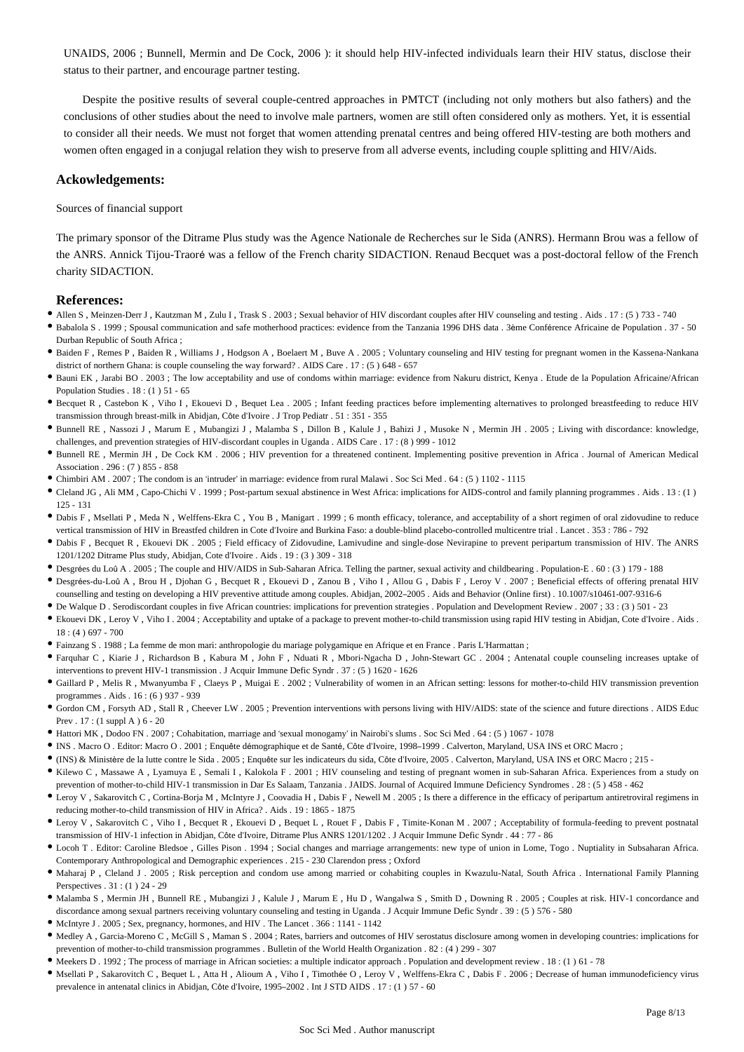UNAIDS, 2006 ; Bunnell, Mermin and De Cock, 2006 ): it should help HIV-infected individuals learn their HIV status, disclose their status to their partner, and encourage partner testing.

Despite the positive results of several couple-centred approaches in PMTCT (including not only mothers but also fathers) and the conclusions of other studies about the need to involve male partners, women are still often considered only as mothers. Yet, it is essential to consider all their needs. We must not forget that women attending prenatal centres and being offered HIV-testing are both mothers and women often engaged in a conjugal relation they wish to preserve from all adverse events, including couple splitting and HIV/Aids.

## Ackowledgements:

Sources of financial support

The primary sponsor of the Ditrame Plus study was the Agence Nationale de Recherches sur le Sida (ANRS). Hermann Brou was a fellow of the ANRS. Annick Tijou-Traoré was a fellow of the French charity SIDACTION. Renaud Becquet was a post-doctoral fellow of the French charity SIDACTION.

## References:

- Allen S , Meinzen-Derr J , Kautzman M , Zulu I , Trask S . 2003 ; Sexual behavior of HIV discordant couples after HIV counseling and testing . Aids . 17 : (5 ) 733 - 740
- Babalola S . 1999 ; Spousal communication and safe motherhood practices: evidence from the Tanzania 1996 DHS data . 3ème Conférence Africaine de Population . 37 - 50 Durban Republic of South Africa ;
- Baiden F , Remes P , Baiden R , Williams J , Hodgson A , Boelaert M , Buve A . 2005 ; Voluntary counseling and HIV testing for pregnant women in the Kassena-Nankana district of northern Ghana: is couple counseling the way forward? . AIDS Care . 17 : (5 ) 648 - 657
- Bauni EK , Jarabi BO . 2003 ; The low acceptability and use of condoms within marriage: evidence from Nakuru district, Kenya . Etude de la Population Africaine/African Population Studies . 18 : (1 ) 51 - 65
- Becquet R , Castebon K , Viho I , Ekouevi D , Bequet Lea . 2005 ; Infant feeding practices before implementing alternatives to prolonged breastfeeding to reduce HIV transmission through breast-milk in Abidjan, Côte d'Ivoire . J Trop Pediatr . 51 : 351 - 355
- Bunnell RE , Nassozi J , Marum E , Mubangizi J , Malamba S , Dillon B , Kalule J , Bahizi J , Musoke N , Mermin JH . 2005 ; Living with discordance: knowledge, challenges, and prevention strategies of HIV-discordant couples in Uganda . AIDS Care . 17 : (8 ) 999 - 1012
- Bunnell RE , Mermin JH , De Cock KM . 2006 ; HIV prevention for a threatened continent. Implementing positive prevention in Africa . Journal of American Medical Association . 296 : (7 ) 855 - 858
- Chimbiri AM . 2007 ; The condom is an 'intruder' in marriage: evidence from rural Malawi . Soc Sci Med . 64 : (5 ) 1102 - 1115
- Cleland JG , Ali MM , Capo-Chichi V . 1999 ; Post-partum sexual abstinence in West Africa: implications for AIDS-control and family planning programmes . Aids . 13 : (1 ) 125 - 131
- Dabis F , Msellati P , Meda N , Welffens-Ekra C , You B , Manigart . 1999 ; 6 month efficacy, tolerance, and acceptability of a short regimen of oral zidovudine to reduce vertical transmission of HIV in Breastfed children in Cote d'Ivoire and Burkina Faso: a double-blind placebo-controlled multicentre trial . Lancet . 353 : 786 - 792
- Dabis F , Becquet R , Ekouevi DK . 2005 ; Field efficacy of Zidovudine, Lamivudine and single-dose Nevirapine to prevent peripartum transmission of HIV. The ANRS 1201/1202 Ditrame Plus study, Abidjan, Cote d'Ivoire . Aids . 19 : (3 ) 309 - 318
- Desgrées du Loû A . 2005 ; The couple and HIV/AIDS in Sub-Saharan Africa. Telling the partner, sexual activity and childbearing . Population-E . 60 : (3 ) 179 - 188
- Desgrées-du-Loû A , Brou H , Djohan G , Becquet R , Ekouevi D , Zanou B , Viho I , Allou G , Dabis F , Leroy V . 2007 ; Beneficial effects of offering prenatal HIV counselling and testing on developing a HIV preventive attitude among couples. Abidjan, 2002–2005 . Aids and Behavior (Online first) . 10.1007/s10461-007-9316-6
- De Walque D . Serodiscordant couples in five African countries: implications for prevention strategies . Population and Development Review . 2007 ; 33 : (3 ) 501 - 23
- Ekouevi DK , Leroy V , Viho I . 2004 ; Acceptability and uptake of a package to prevent mother-to-child transmission using rapid HIV testing in Abidjan, Cote d'Ivoire . Aids . 18 : (4 ) 697 - 700
- Fainzang S . 1988 ; La femme de mon mari: anthropologie du mariage polygamique en Afrique et en France . Paris L'Harmattan ;
- Farquhar C , Kiarie J , Richardson B , Kabura M , John F , Nduati R , Mbori-Ngacha D , John-Stewart GC . 2004 ; Antenatal couple counseling increases uptake of interventions to prevent HIV-1 transmission . J Acquir Immune Defic Syndr . 37 : (5 ) 1620 - 1626
- Gaillard P , Melis R , Mwanyumba F , Claeys P , Muigai E . 2002 ; Vulnerability of women in an African setting: lessons for mother-to-child HIV transmission prevention programmes . Aids . 16 : (6 ) 937 - 939
- Gordon CM , Forsyth AD , Stall R , Cheever LW . 2005 ; Prevention interventions with persons living with HIV/AIDS: state of the science and future directions . AIDS Educ Prev . 17 : (1 suppl A ) 6 - 20
- Hattori MK , Dodoo FN . 2007 ; Cohabitation, marriage and 'sexual monogamy' in Nairobi's slums . Soc Sci Med . 64 : (5 ) 1067 - 1078
- INS . Macro O . Editor: Macro O . 2001 ; Enquête démographique et de Santé, Côte d'Ivoire, 1998–1999 . Calverton, Maryland, USA INS et ORC Macro ;
- (INS) & Ministère de la lutte contre le Sida . 2005 ; Enquête sur les indicateurs du sida, Côte d'Ivoire, 2005 . Calverton, Maryland, USA INS et ORC Macro ; 215 -
- Kilewo C , Massawe A , Lyamuya E , Semali I , Kalokola F . 2001 ; HIV counseling and testing of pregnant women in sub-Saharan Africa. Experiences from a study on prevention of mother-to-child HIV-1 transmission in Dar Es Salaam, Tanzania . JAIDS. Journal of Acquired Immune Deficiency Syndromes . 28 : (5 ) 458 - 462
- Leroy V , Sakarovitch C , Cortina-Borja M , McIntyre J , Coovadia H , Dabis F , Newell M . 2005 ; Is there a difference in the efficacy of peripartum antiretroviral regimens in reducing mother-to-child transmission of HIV in Africa? . Aids . 19 : 1865 - 1875
- Leroy V , Sakarovitch C , Viho I , Becquet R , Ekouevi D , Bequet L , Rouet F , Dabis F , Timite-Konan M . 2007 ; Acceptability of formula-feeding to prevent postnatal transmission of HIV-1 infection in Abidjan, Côte d'Ivoire, Ditrame Plus ANRS 1201/1202 . J Acquir Immune Defic Syndr . 44 : 77 - 86
- Locoh T . Editor: Caroline Bledsoe , Gilles Pison . 1994 ; Social changes and marriage arrangements: new type of union in Lome, Togo . Nuptiality in Subsaharan Africa. Contemporary Anthropological and Demographic experiences . 215 - 230 Clarendon press ; Oxford
- Maharaj P , Cleland J . 2005 ; Risk perception and condom use among married or cohabiting couples in Kwazulu-Natal, South Africa . International Family Planning Perspectives . 31 : (1 ) 24 - 29
- Malamba S , Mermin JH , Bunnell RE , Mubangizi J , Kalule J , Marum E , Hu D , Wangalwa S , Smith D , Downing R . 2005 ; Couples at risk. HIV-1 concordance and discordance among sexual partners receiving voluntary counseling and testing in Uganda . J Acquir Immune Defic Syndr . 39 : (5 ) 576 - 580
- McIntyre J . 2005 ; Sex, pregnancy, hormones, and HIV . The Lancet . 366 : 1141 - 1142
- Medley A , Garcia-Moreno C , McGill S , Maman S . 2004 ; Rates, barriers and outcomes of HIV serostatus disclosure among women in developing countries: implications for prevention of mother-to-child transmission programmes . Bulletin of the World Health Organization . 82 : (4 ) 299 - 307
- Meekers D . 1992 ; The process of marriage in African societies: a multiple indicator approach . Population and development review . 18 : (1 ) 61 - 78
- Msellati P , Sakarovitch C , Bequet L , Atta H , Alioum A , Viho I , Timothée O , Leroy V , Welffens-Ekra C , Dabis F . 2006 ; Decrease of human immunodeficiency virus prevalence in antenatal clinics in Abidjan, Côte d'Ivoire, 1995–2002 . Int J STD AIDS . 17 : (1 ) 57 - 60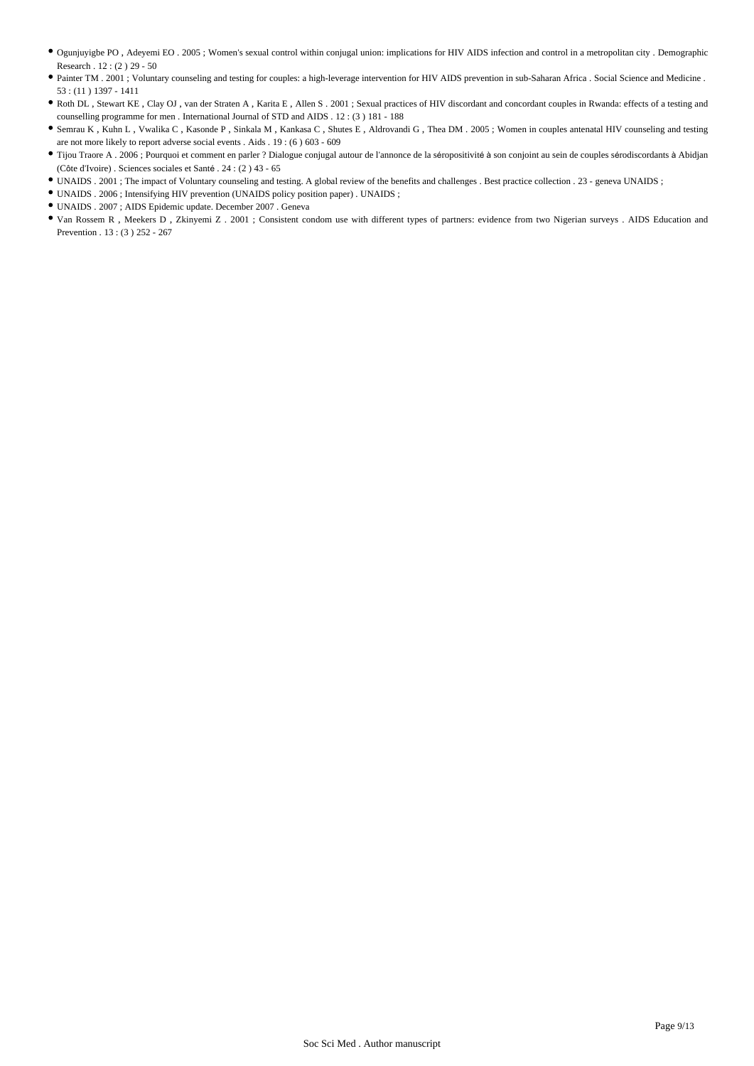- Ogunjuyigbe PO , Adeyemi EO . 2005 ; Women's sexual control within conjugal union: implications for HIV AIDS infection and control in a metropolitan city . Demographic Research . 12 : (2 ) 29 - 50
- Painter TM . 2001 ; Voluntary counseling and testing for couples: a high-leverage intervention for HIV AIDS prevention in sub-Saharan Africa . Social Science and Medicine . 53 : (11 ) 1397 - 1411
- Roth DL , Stewart KE , Clay OJ , van der Straten A , Karita E , Allen S . 2001 ; Sexual practices of HIV discordant and concordant couples in Rwanda: effects of a testing and counselling programme for men . International Journal of STD and AIDS . 12 : (3 ) 181 - 188
- Semrau K , Kuhn L , Vwalika C , Kasonde P , Sinkala M , Kankasa C , Shutes E , Aldrovandi G , Thea DM . 2005 ; Women in couples antenatal HIV counseling and testing are not more likely to report adverse social events . Aids . 19 : (6 ) 603 - 609
- Tijou Traore A . 2006 ; Pourquoi et comment en parler ? Dialogue conjugal autour de l'annonce de la séropositivité à son conjoint au sein de couples sérodiscordants à Abidjan (Côte d'Ivoire) . Sciences sociales et Santé . 24 : (2 ) 43 - 65
- UNAIDS . 2001 ; The impact of Voluntary counseling and testing. A global review of the benefits and challenges . Best practice collection . 23 - geneva UNAIDS ;
- UNAIDS . 2006 ; Intensifying HIV prevention (UNAIDS policy position paper) . UNAIDS ;
- UNAIDS . 2007 ; AIDS Epidemic update. December 2007 . Geneva
- Van Rossem R , Meekers D , Zkinyemi Z . 2001 ; Consistent condom use with different types of partners: evidence from two Nigerian surveys . AIDS Education and Prevention . 13 : (3 ) 252 - 267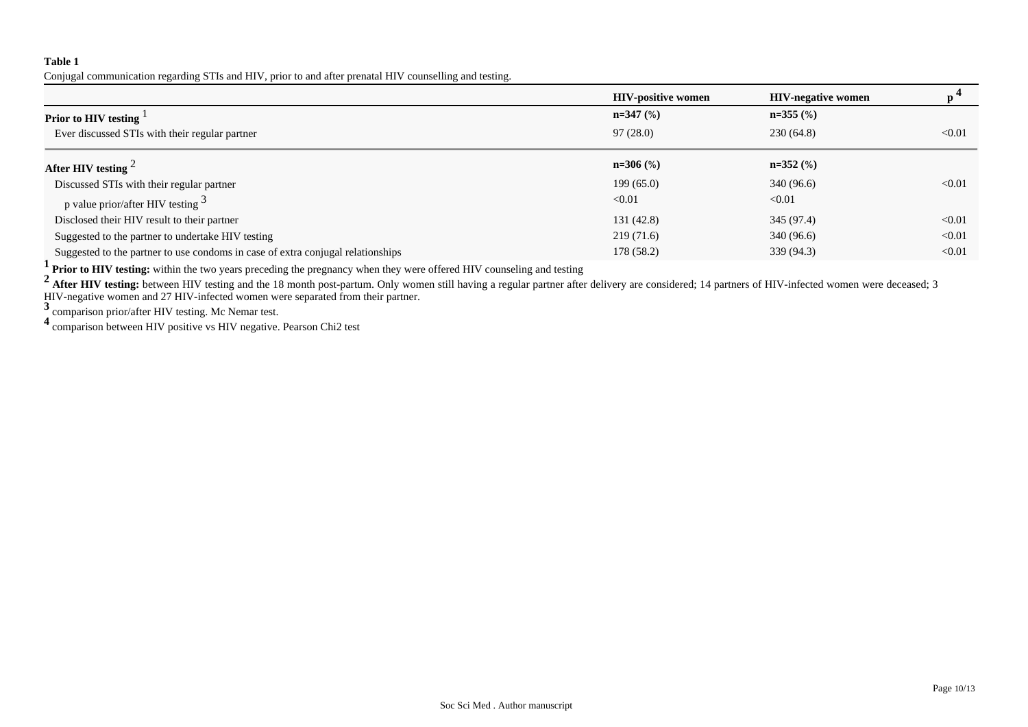**Table 1**

Conjugal communication regarding STIs and HIV, prior to and after prenatal HIV counselling and testing.

| | HIV-positive women | HIV-negative women | p [4] |
|---|---|---|---|
| **Prior to HIV testing** [1] | **n=347 (%)** | **n=355 (%)** | |
| Ever discussed STIs with their regular partner | 97 (28.0) | 230 (64.8) | <0.01 |
| **After HIV testing** [2] | **n=306 (%)** | **n=352 (%)** | |
| Discussed STIs with their regular partner | 199 (65.0) | 340 (96.6) | <0.01 |
| p value prior/after HIV testing [3] | <0.01 | <0.01 | |
| Disclosed their HIV result to their partner | 131 (42.8) | 345 (97.4) | <0.01 |
| Suggested to the partner to undertake HIV testing | 219 (71.6) | 340 (96.6) | <0.01 |
| Suggested to the partner to use condoms in case of extra conjugal relationships | 178 (58.2) | 339 (94.3) | <0.01 |

[1] **Prior to HIV testing:** within the two years preceding the pregnancy when they were offered HIV counseling and testing

[2] **After HIV testing:** between HIV testing and the 18 month post-partum. Only women still having a regular partner after delivery are considered; 14 partners of HIV-infected women were deceased; 3 HIV-negative women and 27 HIV-infected women were separated from their partner.

[3] comparison prior/after HIV testing. Mc Nemar test.

[4] comparison between HIV positive vs HIV negative. Pearson Chi2 test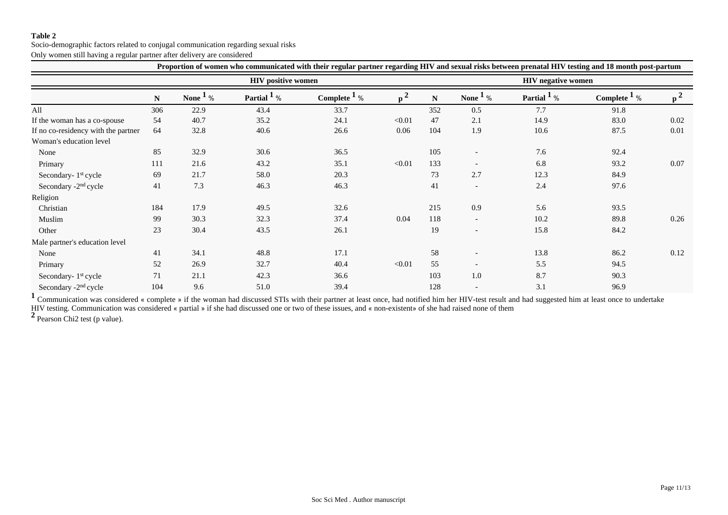**Table 2**

Socio-demographic factors related to conjugal communication regarding sexual risks

Only women still having a regular partner after delivery are considered

| | Proportion of women who communicated with their regular partner regarding HIV and sexual risks between prenatal HIV testing and 18 month post-partum | | | | | | | | | |
|---|---|---|---|---|---|---|---|---|---|---|
| | HIV positive women | | | | | HIV negative women | | | | |
| | **N** | **None [1] %** | **Partial [1] %** | **Complete [1] %** | **p [2]** | **N** | **None [1] %** | **Partial [1] %** | **Complete [1] %** | **p [2]** |
| All | 306 | 22.9 | 43.4 | 33.7 | | 352 | 0.5 | 7.7 | 91.8 | |
| If the woman has a co-spouse | 54 | 40.7 | 35.2 | 24.1 | <0.01 | 47 | 2.1 | 14.9 | 83.0 | 0.02 |
| If no co-residency with the partner | 64 | 32.8 | 40.6 | 26.6 | 0.06 | 104 | 1.9 | 10.6 | 87.5 | 0.01 |
| Woman's education level | | | | | | | | | | |
| None | 85 | 32.9 | 30.6 | 36.5 | | 105 | - | 7.6 | 92.4 | |
| Primary | 111 | 21.6 | 43.2 | 35.1 | <0.01 | 133 | - | 6.8 | 93.2 | 0.07 |
| Secondary- 1st cycle | 69 | 21.7 | 58.0 | 20.3 | | 73 | 2.7 | 12.3 | 84.9 | |
| Secondary -2nd cycle | 41 | 7.3 | 46.3 | 46.3 | | 41 | - | 2.4 | 97.6 | |
| Religion | | | | | | | | | | |
| Christian | 184 | 17.9 | 49.5 | 32.6 | | 215 | 0.9 | 5.6 | 93.5 | |
| Muslim | 99 | 30.3 | 32.3 | 37.4 | 0.04 | 118 | - | 10.2 | 89.8 | 0.26 |
| Other | 23 | 30.4 | 43.5 | 26.1 | | 19 | - | 15.8 | 84.2 | |
| Male partner's education level | | | | | | | | | | |
| None | 41 | 34.1 | 48.8 | 17.1 | | 58 | - | 13.8 | 86.2 | 0.12 |
| Primary | 52 | 26.9 | 32.7 | 40.4 | <0.01 | 55 | - | 5.5 | 94.5 | |
| Secondary- 1st cycle | 71 | 21.1 | 42.3 | 36.6 | | 103 | 1.0 | 8.7 | 90.3 | |
| Secondary -2nd cycle | 104 | 9.6 | 51.0 | 39.4 | | 128 | - | 3.1 | 96.9 | |

[1] Communication was considered « complete » if the woman had discussed STIs with their partner at least once, had notified him her HIV-test result and had suggested him at least once to undertake HIV testing. Communication was considered « partial » if she had discussed one or two of these issues, and « non-existent» of she had raised none of them

[2] Pearson Chi2 test (p value).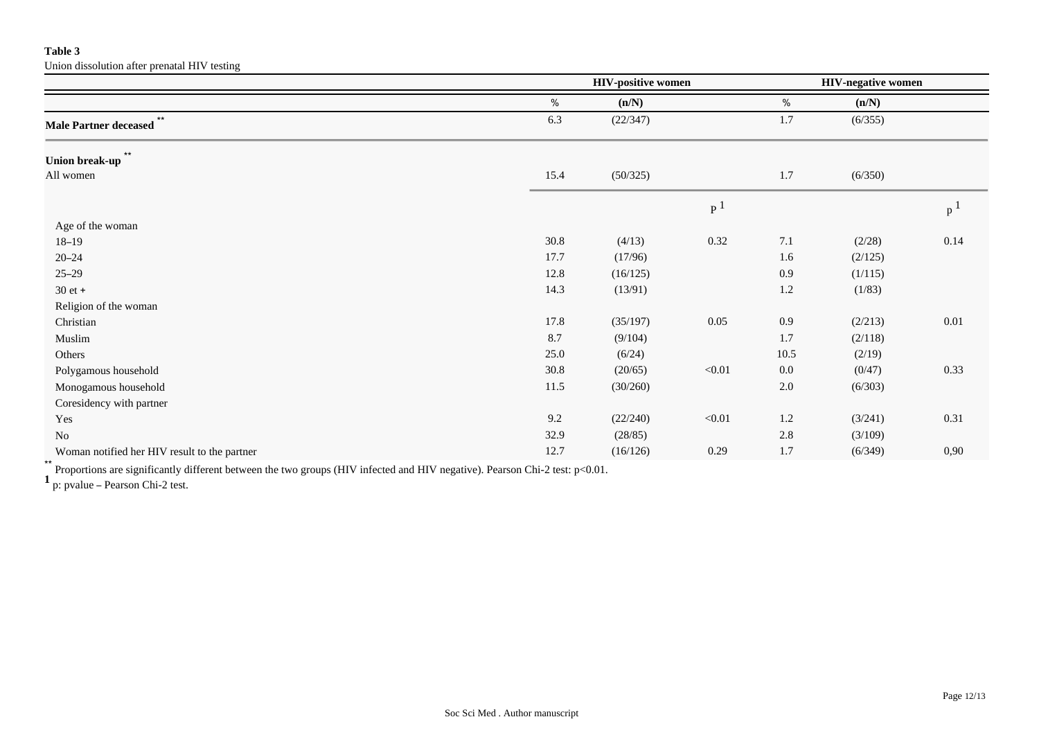**Table 3**

Union dissolution after prenatal HIV testing

| | HIV-positive women | | | HIV-negative women | | |
|---|---|---|---|---|---|---|
| | % | (n/N) | | % | (n/N) | |
| **Male Partner deceased** ** | 6.3 | (22/347) | | 1.7 | (6/355) | |
| **Union break-up** ** | | | | | | |
| All women | 15.4 | (50/325) | | 1.7 | (6/350) | |
| | | | p [1] | | | p [1] |
| Age of the woman | | | | | | |
| 18–19 | 30.8 | (4/13) | 0.32 | 7.1 | (2/28) | 0.14 |
| 20–24 | 17.7 | (17/96) | | 1.6 | (2/125) | |
| 25–29 | 12.8 | (16/125) | | 0.9 | (1/115) | |
| 30 et + | 14.3 | (13/91) | | 1.2 | (1/83) | |
| Religion of the woman | | | | | | |
| Christian | 17.8 | (35/197) | 0.05 | 0.9 | (2/213) | 0.01 |
| Muslim | 8.7 | (9/104) | | 1.7 | (2/118) | |
| Others | 25.0 | (6/24) | | 10.5 | (2/19) | |
| Polygamous household | 30.8 | (20/65) | <0.01 | 0.0 | (0/47) | 0.33 |
| Monogamous household | 11.5 | (30/260) | | 2.0 | (6/303) | |
| Coresidency with partner | | | | | | |
| Yes | 9.2 | (22/240) | <0.01 | 1.2 | (3/241) | 0.31 |
| No | 32.9 | (28/85) | | 2.8 | (3/109) | |
| Woman notified her HIV result to the partner | 12.7 | (16/126) | 0.29 | 1.7 | (6/349) | 0,90 |

** Proportions are significantly different between the two groups (HIV infected and HIV negative). Pearson Chi-2 test: $p<0.01$.

[1] p: pvalue – Pearson Chi-2 test.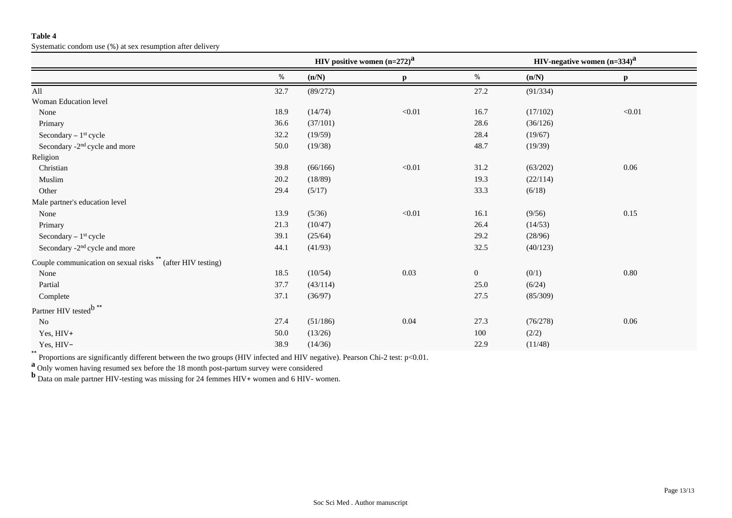**Table 4**

Systematic condom use (%) at sex resumption after delivery

| | HIV positive women (n=272)[a] | | | HIV-negative women (n=334)[a] | | |
|---|---|---|---|---|---|---|
| | % | (n/N) | p | % | (n/N) | p |
| All | 32.7 | (89/272) | | 27.2 | (91/334) | |
| Woman Education level | | | | | | |
| None | 18.9 | (14/74) | <0.01 | 16.7 | (17/102) | <0.01 |
| Primary | 36.6 | (37/101) | | 28.6 | (36/126) | |
| Secondary – 1st cycle | 32.2 | (19/59) | | 28.4 | (19/67) | |
| Secondary -2nd cycle and more | 50.0 | (19/38) | | 48.7 | (19/39) | |
| Religion | | | | | | |
| Christian | 39.8 | (66/166) | <0.01 | 31.2 | (63/202) | 0.06 |
| Muslim | 20.2 | (18/89) | | 19.3 | (22/114) | |
| Other | 29.4 | (5/17) | | 33.3 | (6/18) | |
| Male partner's education level | | | | | | |
| None | 13.9 | (5/36) | <0.01 | 16.1 | (9/56) | 0.15 |
| Primary | 21.3 | (10/47) | | 26.4 | (14/53) | |
| Secondary – 1st cycle | 39.1 | (25/64) | | 29.2 | (28/96) | |
| Secondary -2nd cycle and more | 44.1 | (41/93) | | 32.5 | (40/123) | |
| Couple communication on sexual risks ** (after HIV testing) | | | | | | |
| None | 18.5 | (10/54) | 0.03 | 0 | (0/1) | 0.80 |
| Partial | 37.7 | (43/114) | | 25.0 | (6/24) | |
| Complete | 37.1 | (36/97) | | 27.5 | (85/309) | |
| Partner HIV tested[b] ** | | | | | | |
| No | 27.4 | (51/186) | 0.04 | 27.3 | (76/278) | 0.06 |
| Yes, HIV+ | 50.0 | (13/26) | | 100 | (2/2) | |
| Yes, HIV− | 38.9 | (14/36) | | 22.9 | (11/48) | |

** Proportions are significantly different between the two groups (HIV infected and HIV negative). Pearson Chi-2 test: $p<0.01$.

[a] Only women having resumed sex before the 18 month post-partum survey were considered

[b] Data on male partner HIV-testing was missing for 24 femmes HIV+ women and 6 HIV- women.